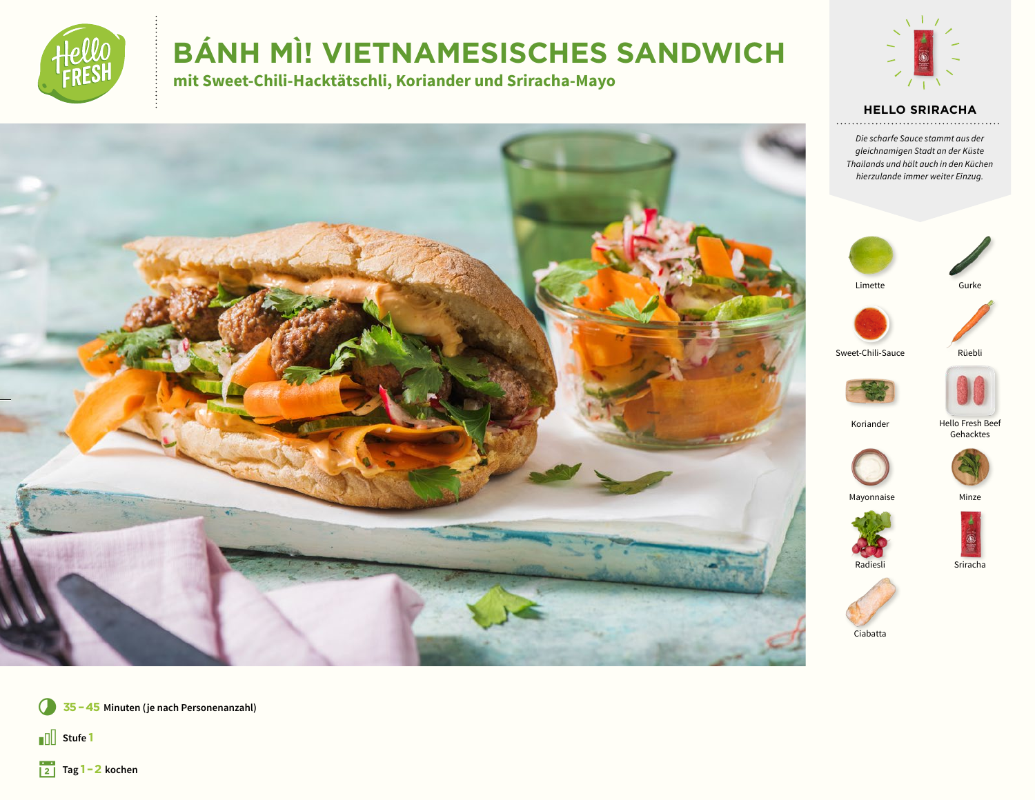# BÁNH MÌ! VIETNAMESISCHES SANDWICH

## mit Sweet-Chili-Hacktätschli, Koriander und Sriracha-Mayo

### HELLO SRIRACHA

*Die scharfe Sauce stammt aus der gleichnamigen Stadt an der Küste Thailands und hält auch in den Küchen hierzulande immer weiter Einzug.*

- Limette
- Gurke
- Sweet-Chili-Sauce
- Rüebli
- Koriander
- Hello Fresh Beef Gehacktes
- Mayonnaise
- Minze
- Radiesli
- Sriracha
- Ciabatta

**35 – 45** Minuten (je nach Personenanzahl)

Stufe **1**

Tag **1 – 2** kochen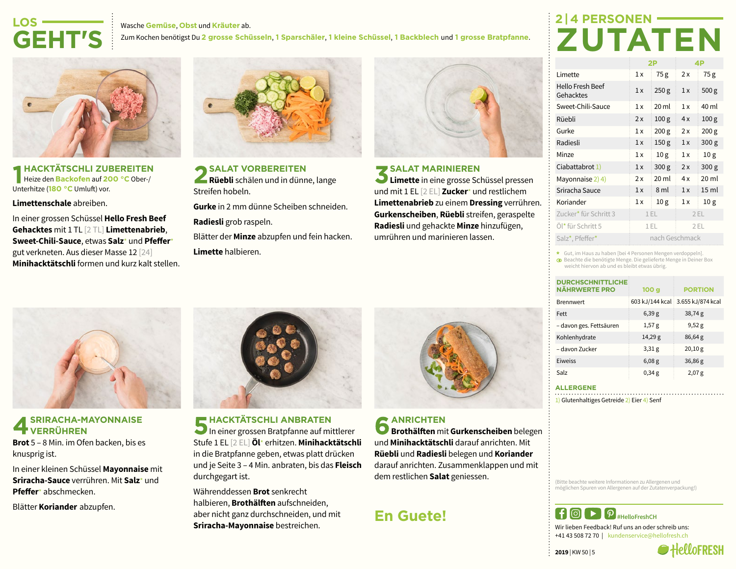# LOS GEHT'S

Wasche **Gemüse**, **Obst** und **Kräuter** ab.
Zum Kochen benötigst Du **2 grosse Schüsseln**, **1 Sparschäler**, **1 kleine Schüssel**, **1 Backblech** und **1 grosse Bratpfanne**.

## 1 HACKTÄTSCHLI ZUBEREITEN

Heize den **Backofen** auf **200 °C** Ober-/Unterhitze (**180 °C** Umluft) vor.

**Limettenschale** abreiben.

In einer grossen Schüssel **Hello Fresh Beef Gehacktes** mit 1 TL [2 TL] **Limettenabrieb**, **Sweet-Chili-Sauce**, etwas **Salz*** und **Pfeffer*** gut verkneten. Aus dieser Masse 12 [24] **Minihacktätschli** formen und kurz kalt stellen.

## 2 SALAT VORBEREITEN

**Rüebli** schälen und in dünne, lange Streifen hobeln.

**Gurke** in 2 mm dünne Scheiben schneiden.

**Radiesli** grob raspeln.

Blätter der **Minze** abzupfen und fein hacken.

**Limette** halbieren.

## 3 SALAT MARINIEREN

**Limette** in eine grosse Schüssel pressen und mit 1 EL [2 EL] **Zucker*** und restlichem **Limettenabrieb** zu einem **Dressing** verrühren. **Gurkenscheiben**, **Rüebli** streifen, geraspelte **Radiesli** und gehackte **Minze** hinzufügen, umrühren und marinieren lassen.

## 4 SRIRACHA-MAYONNAISE VERRÜHREN

**Brot** 5 – 8 Min. im Ofen backen, bis es knusprig ist.

In einer kleinen Schüssel **Mayonnaise** mit **Sriracha-Sauce** verrühren. Mit **Salz*** und **Pfeffer*** abschmecken.

Blätter **Koriander** abzupfen.

## 5 HACKTÄTSCHLI ANBRATEN

In einer grossen Bratpfanne auf mittlerer Stufe 1 EL [2 EL] **Öl*** erhitzen. **Minihacktätschli** in die Bratpfanne geben, etwas platt drücken und je Seite 3 – 4 Min. anbraten, bis das **Fleisch** durchgegart ist.

Währenddessen **Brot** senkrecht halbieren, **Brothälften** aufschneiden, aber nicht ganz durchschneiden, und mit **Sriracha-Mayonnaise** bestreichen.

## 6 ANRICHTEN

**Brothälften** mit **Gurkenscheiben** belegen und **Minihacktätschli** darauf anrichten. Mit **Rüebli** und **Radiesli** belegen und **Koriander** darauf anrichten. Zusammenklappen und mit dem restlichen **Salat** geniessen.

**En Guete!**

# 2 | 4 PERSONEN ZUTATEN

| | 2P | | 4P | |
|---|---|---|---|---|
| Limette | 1 x | 75 g | 2 x | 75 g |
| Hello Fresh Beef Gehacktes | 1 x | 250 g | 1 x | 500 g |
| Sweet-Chili-Sauce | 1 x | 20 ml | 1 x | 40 ml |
| Rüebli | 2 x | 100 g | 4 x | 100 g |
| Gurke | 1 x | 200 g | 2 x | 200 g |
| Radiesli | 1 x | 150 g | 1 x | 300 g |
| Minze | 1 x | 10 g | 1 x | 10 g |
| Ciabattabrot 1) | 1 x | 300 g | 2 x | 300 g |
| Mayonnaise 2) 4) | 2 x | 20 ml | 4 x | 20 ml |
| Sriracha Sauce | 1 x | 8 ml | 1 x | 15 ml |
| Koriander | 1 x | 10 g | 1 x | 10 g |
| Zucker* für Schritt 3 | 1 EL | | 2 EL | |
| Öl* für Schritt 5 | 1 EL | | 2 EL | |
| Salz*, Pfeffer* | nach Geschmack | | | |

\* Gut, im Haus zu haben [bei 4 Personen Mengen verdoppeln].
Beachte die benötigte Menge. Die gelieferte Menge in Deiner Box weicht hiervon ab und es bleibt etwas übrig.

| DURCHSCHNITTLICHE NÄHRWERTE PRO | 100 g | PORTION |
|---|---|---|
| Brennwert | 603 kJ/144 kcal | 3.655 kJ/874 kcal |
| Fett | 6,39 g | 38,74 g |
| – davon ges. Fettsäuren | 1,57 g | 9,52 g |
| Kohlenhydrate | 14,29 g | 86,64 g |
| – davon Zucker | 3,31 g | 20,10 g |
| Eiweiss | 6,08 g | 36,86 g |
| Salz | 0,34 g | 2,07 g |

## ALLERGENE

1) Glutenhaltiges Getreide 2) Eier 4) Senf

(Bitte beachte weitere Informationen zu Allergenen und möglichen Spuren von Allergenen auf der Zutatenverpackung!)

#HelloFreshCH

Wir lieben Feedback! Ruf uns an oder schreib uns:
+41 43 508 72 70 | kundenservice@hellofresh.ch

2019 | KW 50 | 5

HelloFRESH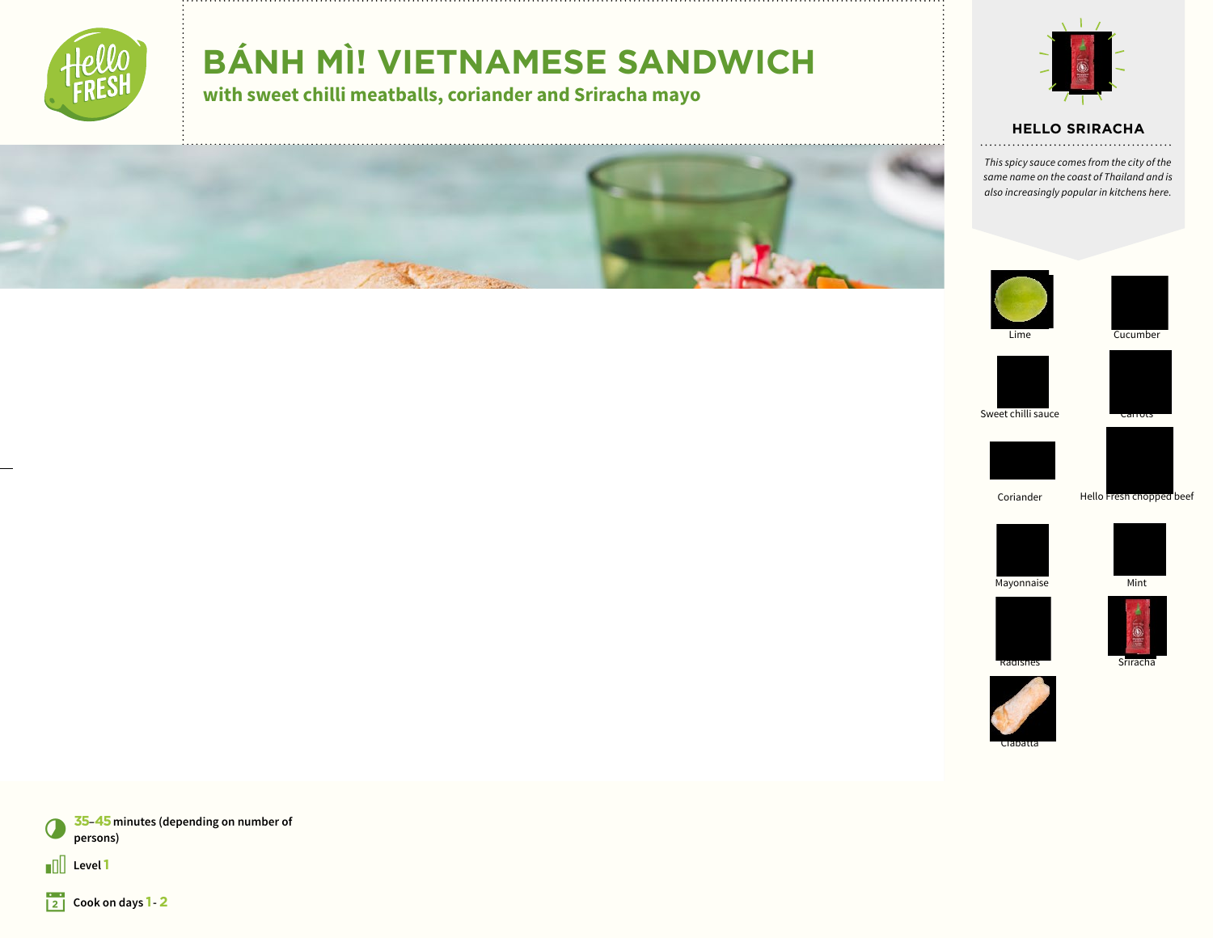# BÁNH MÌ! VIETNAMESE SANDWICH

## with sweet chilli meatballs, coriander and Sriracha mayo

### HELLO SRIRACHA

*This spicy sauce comes from the city of the same name on the coast of Thailand and is also increasingly popular in kitchens here.*

- Lime
- Cucumber
- Sweet chilli sauce
- Carrots
- Coriander
- Hello Fresh chopped beef
- Mayonnaise
- Mint
- Radishes
- Sriracha
- Ciabatta

**35–45** minutes (depending on number of persons)

Level **1**

Cook on days **1 - 2**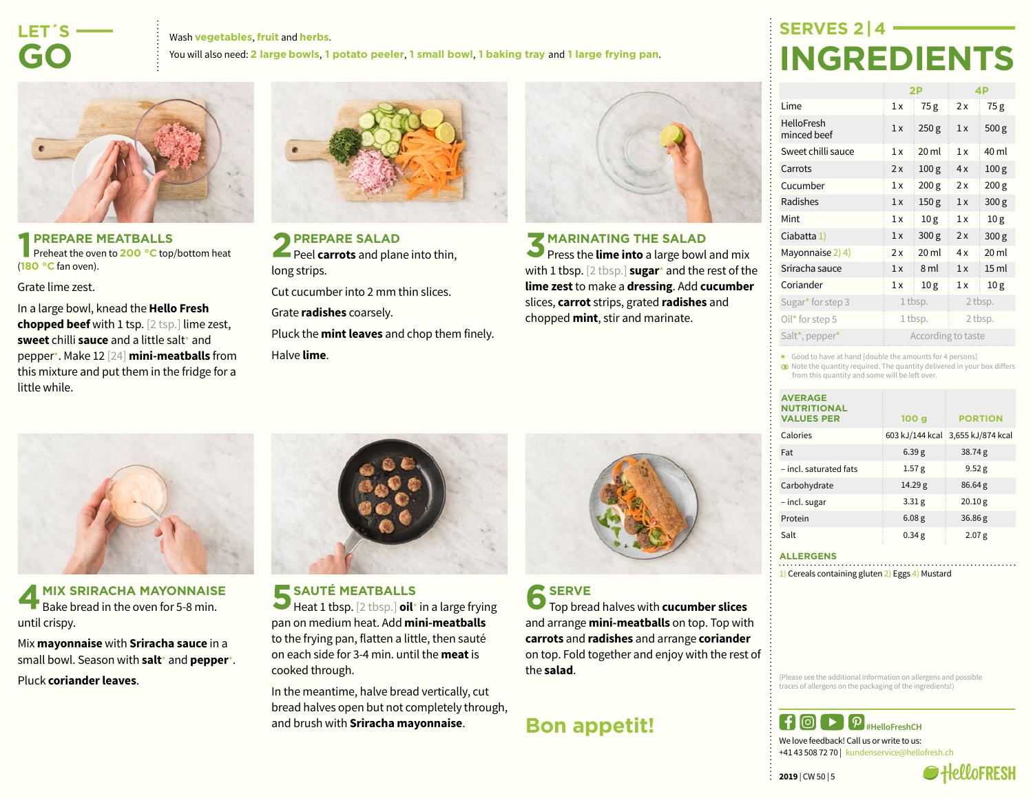# LET´S GO

Wash vegetables, fruit and herbs.

You will also need: 2 large bowls, 1 potato peeler, 1 small bowl, 1 baking tray and 1 large frying pan.

## 1 PREPARE MEATBALLS

Preheat the oven to 200 °C top/bottom heat (180 °C fan oven).

Grate lime zest.

In a large bowl, knead the **Hello Fresh chopped beef** with 1 tsp. [2 tsp.] lime zest, **sweet** chilli **sauce** and a little salt* and pepper*. Make 12 [24] **mini-meatballs** from this mixture and put them in the fridge for a little while.

## 2 PREPARE SALAD

Peel **carrots** and plane into thin, long strips.

Cut cucumber into 2 mm thin slices.

Grate **radishes** coarsely.

Pluck the **mint leaves** and chop them finely.

Halve **lime**.

## 3 MARINATING THE SALAD

Press the **lime into** a large bowl and mix with 1 tbsp. [2 tbsp.] **sugar*** and the rest of the **lime zest** to make a **dressing**. Add **cucumber** slices, **carrot** strips, grated **radishes** and chopped **mint**, stir and marinate.

## 4 MIX SRIRACHA MAYONNAISE

Bake bread in the oven for 5-8 min. until crispy.

Mix **mayonnaise** with **Sriracha sauce** in a small bowl. Season with **salt*** and **pepper***.

Pluck **coriander leaves**.

## 5 SAUTÉ MEATBALLS

Heat 1 tbsp. [2 tbsp.] **oil*** in a large frying pan on medium heat. Add **mini-meatballs** to the frying pan, flatten a little, then sauté on each side for 3-4 min. until the **meat** is cooked through.

In the meantime, halve bread vertically, cut bread halves open but not completely through, and brush with **Sriracha mayonnaise**.

## 6 SERVE

Top bread halves with **cucumber slices** and arrange **mini-meatballs** on top. Top with **carrots** and **radishes** and arrange **coriander** on top. Fold together and enjoy with the rest of the **salad**.

**Bon appetit!**

# SERVES 2 | 4 INGREDIENTS

| | 2P | | 4P | |
|---|---|---|---|---|
| Lime | 1 x | 75 g | 2 x | 75 g |
| HelloFresh minced beef | 1 x | 250 g | 1 x | 500 g |
| Sweet chilli sauce | 1 x | 20 ml | 1 x | 40 ml |
| Carrots | 2 x | 100 g | 4 x | 100 g |
| Cucumber | 1 x | 200 g | 2 x | 200 g |
| Radishes | 1 x | 150 g | 1 x | 300 g |
| Mint | 1 x | 10 g | 1 x | 10 g |
| Ciabatta 1) | 1 x | 300 g | 2 x | 300 g |
| Mayonnaise 2) 4) | 2 x | 20 ml | 4 x | 20 ml |
| Sriracha sauce | 1 x | 8 ml | 1 x | 15 ml |
| Coriander | 1 x | 10 g | 1 x | 10 g |
| Sugar* for step 3 | 1 tbsp. | | 2 tbsp. | |
| Oil* for step 5 | 1 tbsp. | | 2 tbsp. | |
| Salt*, pepper* | According to taste | | | |

* Good to have at hand [double the amounts for 4 persons]

Note the quantity required. The quantity delivered in your box differs from this quantity and some will be left over.

| AVERAGE NUTRITIONAL VALUES PER | 100 g | PORTION |
|---|---|---|
| Calories | 603 kJ/144 kcal | 3,655 kJ/874 kcal |
| Fat | 6.39 g | 38.74 g |
| – incl. saturated fats | 1.57 g | 9.52 g |
| Carbohydrate | 14.29 g | 86.64 g |
| – incl. sugar | 3.31 g | 20.10 g |
| Protein | 6.08 g | 36.86 g |
| Salt | 0.34 g | 2.07 g |

## ALLERGENS

1) Cereals containing gluten 2) Eggs 4) Mustard

(Please see the additional information on allergens and possible traces of allergens on the packaging of the ingredients!)

#HelloFreshCH

We love feedback! Call us or write to us:
+41 43 508 72 70 | kundenservice@hellofresh.ch

**2019** | CW 50 | 5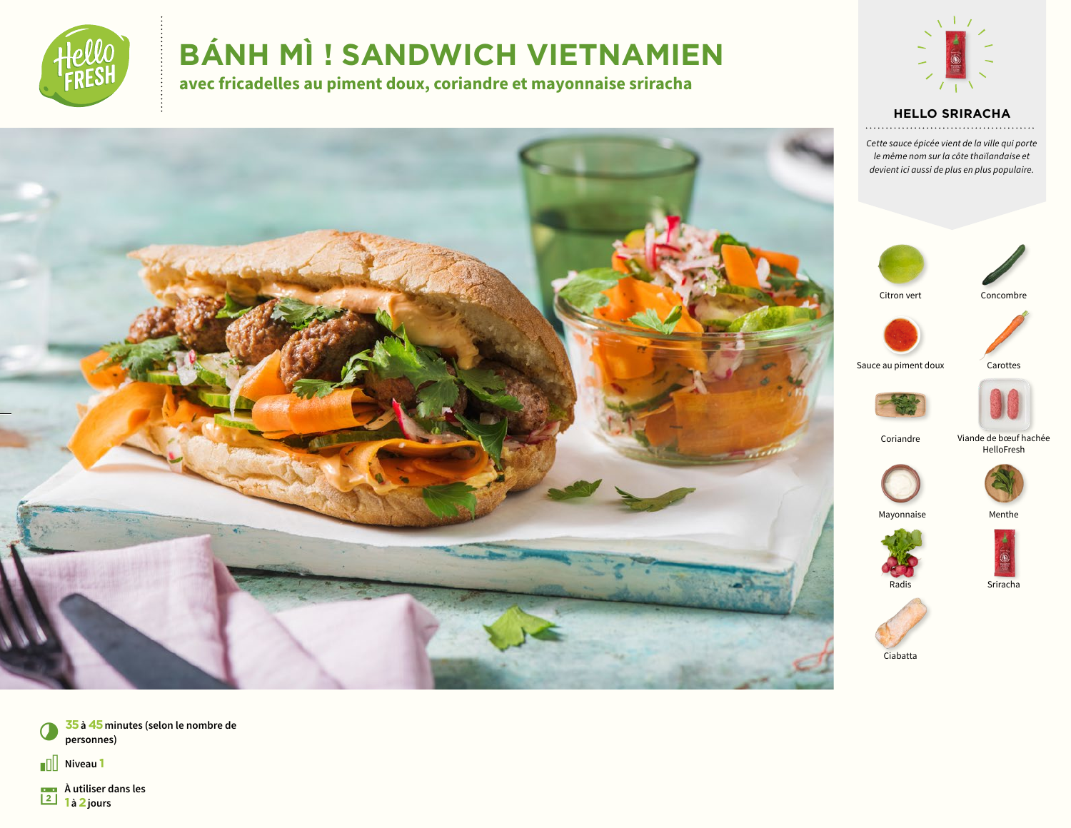# BÁNH MÌ ! SANDWICH VIETNAMIEN

## avec fricadelles au piment doux, coriandre et mayonnaise sriracha

### HELLO SRIRACHA

*Cette sauce épicée vient de la ville qui porte le même nom sur la côte thaïlandaise et devient ici aussi de plus en plus populaire.*

- Citron vert
- Concombre
- Sauce au piment doux
- Carottes
- Coriandre
- Viande de bœuf hachée HelloFresh
- Mayonnaise
- Menthe
- Radis
- Sriracha
- Ciabatta

**35** à **45** minutes (selon le nombre de personnes)

Niveau **1**

À utiliser dans les **1** à **2** jours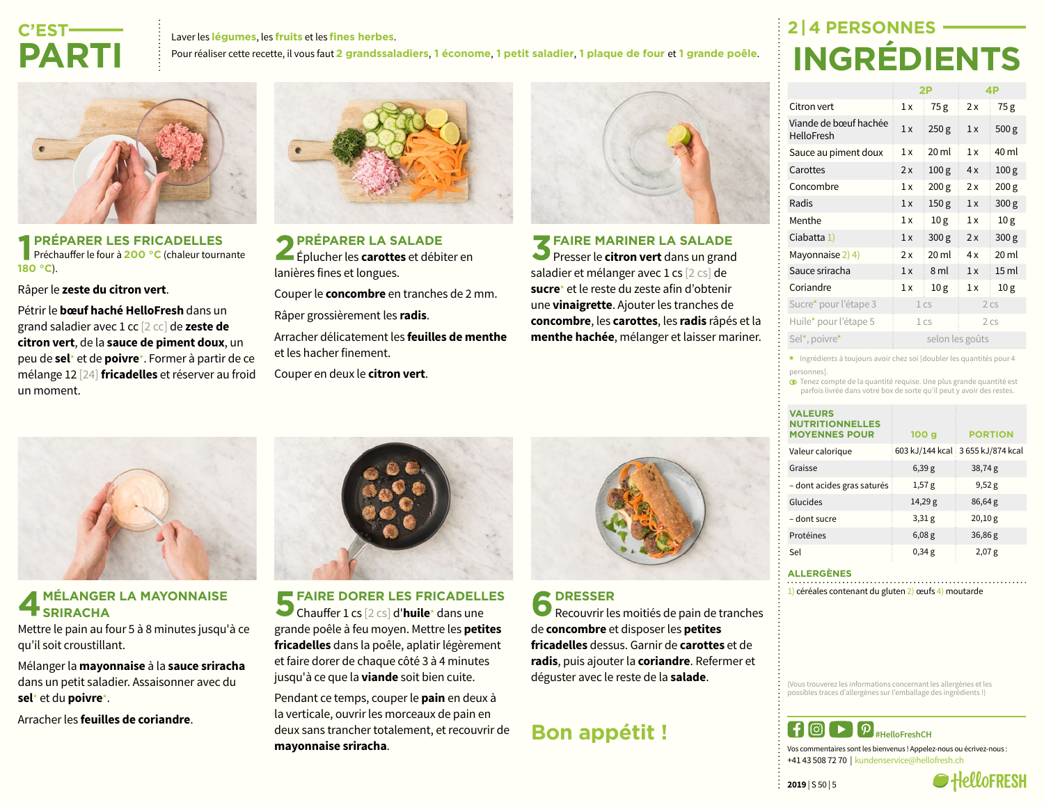# C'EST PARTI

Laver les **légumes**, les **fruits** et les **fines herbes**.

Pour réaliser cette recette, il vous faut **2 grandssaladiers**, **1 économe**, **1 petit saladier**, **1 plaque de four** et **1 grande poêle**.

## 1 PRÉPARER LES FRICADELLES

Préchauffer le four à **200 °C** (chaleur tournante **180 °C**).

Râper le **zeste du citron vert**.

Pétrir le **bœuf haché HelloFresh** dans un grand saladier avec 1 cc [2 cc] de **zeste de citron vert**, de la **sauce de piment doux**, un peu de **sel*** et de **poivre***. Former à partir de ce mélange 12 [24] **fricadelles** et réserver au froid un moment.

## 2 PRÉPARER LA SALADE

Éplucher les **carottes** et débiter en lanières fines et longues.

Couper le **concombre** en tranches de 2 mm.

Râper grossièrement les **radis**.

Arracher délicatement les **feuilles de menthe** et les hacher finement.

Couper en deux le **citron vert**.

## 3 FAIRE MARINER LA SALADE

Presser le **citron vert** dans un grand saladier et mélanger avec 1 cs [2 cs] de **sucre*** et le reste du zeste afin d'obtenir une **vinaigrette**. Ajouter les tranches de **concombre**, les **carottes**, les **radis** râpés et la **menthe hachée**, mélanger et laisser mariner.

## 4 MÉLANGER LA MAYONNAISE SRIRACHA

Mettre le pain au four 5 à 8 minutes jusqu'à ce qu'il soit croustillant.

Mélanger la **mayonnaise** à la **sauce sriracha** dans un petit saladier. Assaisonner avec du **sel*** et du **poivre***.

Arracher les **feuilles de coriandre**.

## 5 FAIRE DORER LES FRICADELLES

Chauffer 1 cs [2 cs] d'**huile*** dans une grande poêle à feu moyen. Mettre les **petites fricadelles** dans la poêle, aplatir légèrement et faire dorer de chaque côté 3 à 4 minutes jusqu'à ce que la **viande** soit bien cuite.

Pendant ce temps, couper le **pain** en deux à la verticale, ouvrir les morceaux de pain en deux sans trancher totalement, et recouvrir de **mayonnaise sriracha**.

## 6 DRESSER

Recouvrir les moitiés de pain de tranches de **concombre** et disposer les **petites fricadelles** dessus. Garnir de **carottes** et de **radis**, puis ajouter la **coriandre**. Refermer et déguster avec le reste de la **salade**.

**Bon appétit !**

# 2 | 4 PERSONNES – INGRÉDIENTS

| | 2P | | 4P | |
|---|---|---|---|---|
| Citron vert | 1 x | 75 g | 2 x | 75 g |
| Viande de bœuf hachée HelloFresh | 1 x | 250 g | 1 x | 500 g |
| Sauce au piment doux | 1 x | 20 ml | 1 x | 40 ml |
| Carottes | 2 x | 100 g | 4 x | 100 g |
| Concombre | 1 x | 200 g | 2 x | 200 g |
| Radis | 1 x | 150 g | 1 x | 300 g |
| Menthe | 1 x | 10 g | 1 x | 10 g |
| Ciabatta 1) | 1 x | 300 g | 2 x | 300 g |
| Mayonnaise 2) 4) | 2 x | 20 ml | 4 x | 20 ml |
| Sauce sriracha | 1 x | 8 ml | 1 x | 15 ml |
| Coriandre | 1 x | 10 g | 1 x | 10 g |
| Sucre* pour l'étape 3 | 1 cs | | 2 cs | |
| Huile* pour l'étape 5 | 1 cs | | 2 cs | |
| Sel*, poivre* | selon les goûts | | | |

\* Ingrédients à toujours avoir chez soi [doubler les quantités pour 4 personnes].

Tenez compte de la quantité requise. Une plus grande quantité est parfois livrée dans votre box de sorte qu'il peut y avoir des restes.

| VALEURS NUTRITIONNELLES MOYENNES POUR | 100 g | PORTION |
|---|---|---|
| Valeur calorique | 603 kJ/144 kcal | 3 655 kJ/874 kcal |
| Graisse | 6,39 g | 38,74 g |
| – dont acides gras saturés | 1,57 g | 9,52 g |
| Glucides | 14,29 g | 86,64 g |
| – dont sucre | 3,31 g | 20,10 g |
| Protéines | 6,08 g | 36,86 g |
| Sel | 0,34 g | 2,07 g |

## ALLERGÈNES

1) céréales contenant du gluten 2) œufs 4) moutarde

(Vous trouverez les informations concernant les allergènes et les possibles traces d'allergènes sur l'emballage des ingrédients !)

#HelloFreshCH

Vos commentaires sont les bienvenus ! Appelez-nous ou écrivez-nous : +41 43 508 72 70 | kundenservice@hellofresh.ch

2019 | S 50 | 5